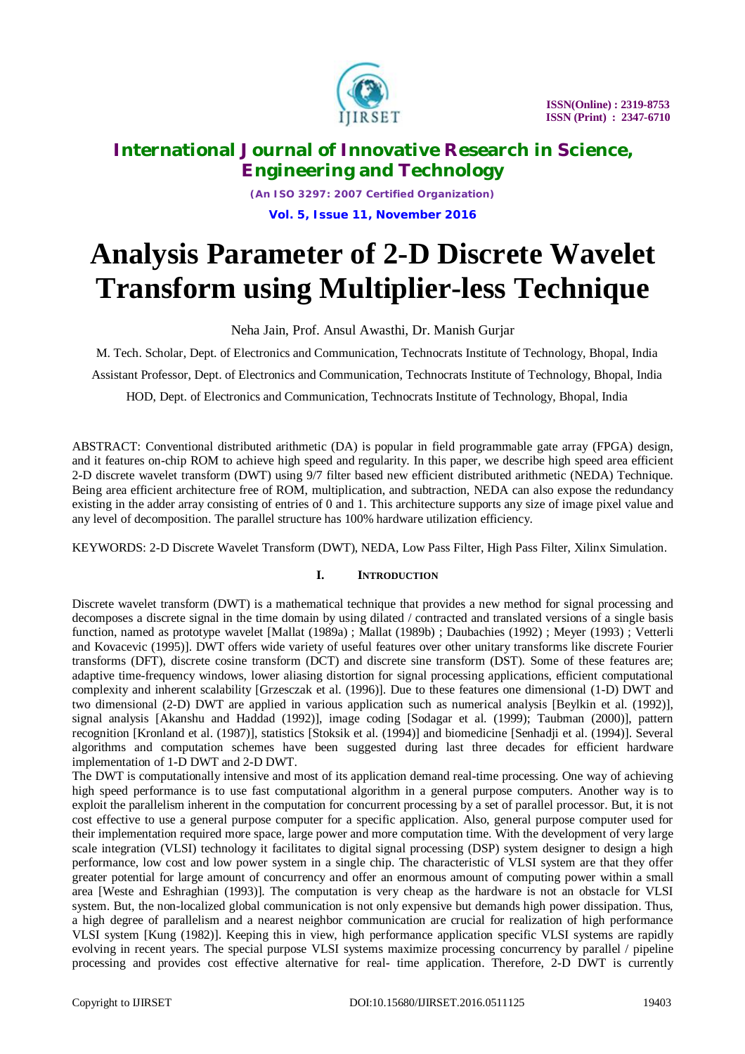# Analysis Parameter of 2-D Discrete Wavelet Transform using Multiplier-less Technique

Neha Jain, Prof. Ansul Awasthi, Dr. Manish Gurjar

M. Tech. Scholar, Dept. of Electronics and Communication, Technocrats Institute of Technology, Bhopal, India

Assistant Professor, Dept. of Electronics and Communication, Technocrats Institute of Technology, Bhopal, India

HOD, Dept. of Electronics and Communication, Technocrats Institute of Technology, Bhopal, India

ABSTRACT: Conventional distributed arithmetic (DA) is popular in field programmable gate array (FPGA) design, and it features on-chip ROM to achieve high speed and regularity. In this paper, we describe high speed area efficient 2-D discrete wavelet transform (DWT) using 9/7 filter based new efficient distributed arithmetic (NEDA) Technique. Being area efficient architecture free of ROM, multiplication, and subtraction, NEDA can also expose the redundancy existing in the adder array consisting of entries of 0 and 1. This architecture supports any size of image pixel value and any level of decomposition. The parallel structure has 100% hardware utilization efficiency.

KEYWORDS: 2-D Discrete Wavelet Transform (DWT), NEDA, Low Pass Filter, High Pass Filter, Xilinx Simulation.

## I. INTRODUCTION

Discrete wavelet transform (DWT) is a mathematical technique that provides a new method for signal processing and decomposes a discrete signal in the time domain by using dilated / contracted and translated versions of a single basis function, named as prototype wavelet [Mallat (1989a) ; Mallat (1989b) ; Daubachies (1992) ; Meyer (1993) ; Vetterli and Kovacevic (1995)]. DWT offers wide variety of useful features over other unitary transforms like discrete Fourier transforms (DFT), discrete cosine transform (DCT) and discrete sine transform (DST). Some of these features are; adaptive time-frequency windows, lower aliasing distortion for signal processing applications, efficient computational complexity and inherent scalability [Grzesczak et al. (1996)]. Due to these features one dimensional (1-D) DWT and two dimensional (2-D) DWT are applied in various application such as numerical analysis [Beylkin et al. (1992)], signal analysis [Akanshu and Haddad (1992)], image coding [Sodagar et al. (1999); Taubman (2000)], pattern recognition [Kronland et al. (1987)], statistics [Stoksik et al. (1994)] and biomedicine [Senhadji et al. (1994)]. Several algorithms and computation schemes have been suggested during last three decades for efficient hardware implementation of 1-D DWT and 2-D DWT.

The DWT is computationally intensive and most of its application demand real-time processing. One way of achieving high speed performance is to use fast computational algorithm in a general purpose computers. Another way is to exploit the parallelism inherent in the computation for concurrent processing by a set of parallel processor. But, it is not cost effective to use a general purpose computer for a specific application. Also, general purpose computer used for their implementation required more space, large power and more computation time. With the development of very large scale integration (VLSI) technology it facilitates to digital signal processing (DSP) system designer to design a high performance, low cost and low power system in a single chip. The characteristic of VLSI system are that they offer greater potential for large amount of concurrency and offer an enormous amount of computing power within a small area [Weste and Eshraghian (1993)]. The computation is very cheap as the hardware is not an obstacle for VLSI system. But, the non-localized global communication is not only expensive but demands high power dissipation. Thus, a high degree of parallelism and a nearest neighbor communication are crucial for realization of high performance VLSI system [Kung (1982)]. Keeping this in view, high performance application specific VLSI systems are rapidly evolving in recent years. The special purpose VLSI systems maximize processing concurrency by parallel / pipeline processing and provides cost effective alternative for real- time application. Therefore, 2-D DWT is currently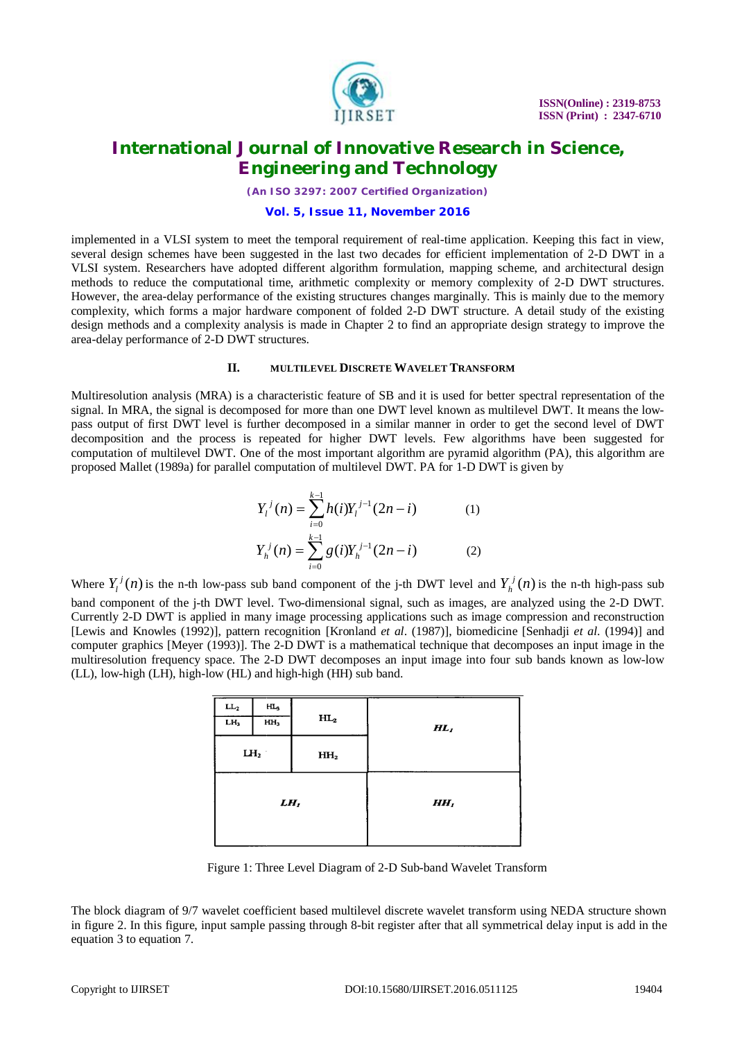implemented in a VLSI system to meet the temporal requirement of real-time application. Keeping this fact in view, several design schemes have been suggested in the last two decades for efficient implementation of 2-D DWT in a VLSI system. Researchers have adopted different algorithm formulation, mapping scheme, and architectural design methods to reduce the computational time, arithmetic complexity or memory complexity of 2-D DWT structures. However, the area-delay performance of the existing structures changes marginally. This is mainly due to the memory complexity, which forms a major hardware component of folded 2-D DWT structure. A detail study of the existing design methods and a complexity analysis is made in Chapter 2 to find an appropriate design strategy to improve the area-delay performance of 2-D DWT structures.

## II. MULTILEVEL DISCRETE WAVELET TRANSFORM

Multiresolution analysis (MRA) is a characteristic feature of SB and it is used for better spectral representation of the signal. In MRA, the signal is decomposed for more than one DWT level known as multilevel DWT. It means the low-pass output of first DWT level is further decomposed in a similar manner in order to get the second level of DWT decomposition and the process is repeated for higher DWT levels. Few algorithms have been suggested for computation of multilevel DWT. One of the most important algorithm are pyramid algorithm (PA), this algorithm are proposed Mallet (1989a) for parallel computation of multilevel DWT. PA for 1-D DWT is given by

$$Y_l^{\,j}(n) = \sum_{i=0}^{k-1} h(i) Y_l^{\,j-1}(2n-i) \qquad (1)$$

$$Y_h^{\,j}(n) = \sum_{i=0}^{k-1} g(i) Y_h^{\,j-1}(2n-i) \qquad (2)$$

Where $Y_l^{\,j}(n)$ is the n-th low-pass sub band component of the j-th DWT level and $Y_h^{\,j}(n)$ is the n-th high-pass sub band component of the j-th DWT level. Two-dimensional signal, such as images, are analyzed using the 2-D DWT. Currently 2-D DWT is applied in many image processing applications such as image compression and reconstruction [Lewis and Knowles (1992)], pattern recognition [Kronland *et al*. (1987)], biomedicine [Senhadji *et al.* (1994)] and computer graphics [Meyer (1993)]. The 2-D DWT is a mathematical technique that decomposes an input image in the multiresolution frequency space. The 2-D DWT decomposes an input image into four sub bands known as low-low (LL), low-high (LH), high-low (HL) and high-high (HH) sub band.

| $LL_2$ | $HL_3$ | $HL_2$ | $HL_1$ |
|---|---|---|---|
| $LH_3$ | $HH_3$ | | |
| $LH_2$ | | $HH_2$ | |
| $LH_1$ | | | $HH_1$ |

Figure 1: Three Level Diagram of 2-D Sub-band Wavelet Transform

The block diagram of 9/7 wavelet coefficient based multilevel discrete wavelet transform using NEDA structure shown in figure 2. In this figure, input sample passing through 8-bit register after that all symmetrical delay input is add in the equation 3 to equation 7.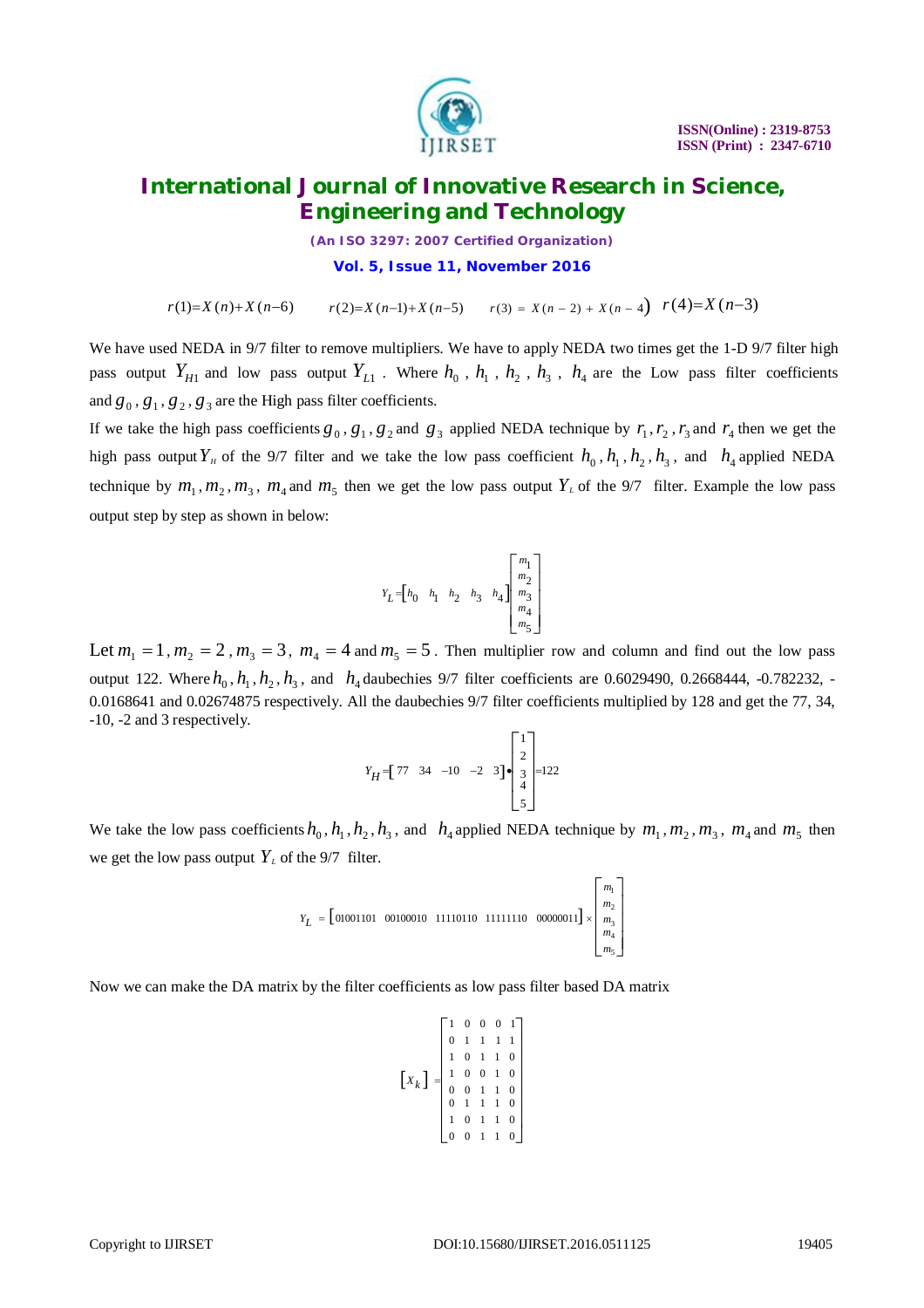$r(1)=X(n)+X(n-6)$ $\quad r(2)=X(n-1)+X(n-5)$ $\quad r(3) = X(n-2)+X(n-4)$ $\quad r(4)=X(n-3)$

We have used NEDA in 9/7 filter to remove multipliers. We have to apply NEDA two times get the 1-D 9/7 filter high pass output $Y_{H1}$ and low pass output $Y_{L1}$ . Where $h_0$ , $h_1$ , $h_2$ , $h_3$ , $h_4$ are the Low pass filter coefficients and $g_0 , g_1 , g_2 , g_3$ are the High pass filter coefficients.

If we take the high pass coefficients $g_0 , g_1 , g_2$ and $g_3$ applied NEDA technique by $r_1 , r_2 , r_3$ and $r_4$ then we get the high pass output $Y_H$ of the 9/7 filter and we take the low pass coefficient $h_0 , h_1 , h_2 , h_3$ , and $h_4$ applied NEDA technique by $m_1 , m_2 , m_3$ , $m_4$ and $m_5$ then we get the low pass output $Y_L$ of the 9/7 filter. Example the low pass output step by step as shown in below:

$$Y_L = \begin{bmatrix} h_0 & h_1 & h_2 & h_3 & h_4 \end{bmatrix} \begin{bmatrix} m_1 \\ m_2 \\ m_3 \\ m_4 \\ m_5 \end{bmatrix}$$

Let $m_1 = 1 , m_2 = 2 , m_3 = 3$ , $m_4 = 4$ and $m_5 = 5$ . Then multiplier row and column and find out the low pass output 122. Where $h_0 , h_1 , h_2 , h_3$ , and $h_4$ daubechies 9/7 filter coefficients are 0.6029490, 0.2668444, -0.782232, -0.0168641 and 0.02674875 respectively. All the daubechies 9/7 filter coefficients multiplied by 128 and get the 77, 34, -10, -2 and 3 respectively.

$$Y_H = \begin{bmatrix} 77 & 34 & -10 & -2 & 3 \end{bmatrix} \bullet \begin{bmatrix} 1 \\ 2 \\ 3 \\ 4 \\ 5 \end{bmatrix} = 122$$

We take the low pass coefficients $h_0 , h_1 , h_2 , h_3$ , and $h_4$ applied NEDA technique by $m_1 , m_2 , m_3$ , $m_4$ and $m_5$ then we get the low pass output $Y_L$ of the 9/7 filter.

$$Y_L = \begin{bmatrix} 01001101 & 00100010 & 11110110 & 11111110 & 00000011 \end{bmatrix} \times \begin{bmatrix} m_1 \\ m_2 \\ m_3 \\ m_4 \\ m_5 \end{bmatrix}$$

Now we can make the DA matrix by the filter coefficients as low pass filter based DA matrix

$$\begin{bmatrix} X_k \end{bmatrix} = \begin{bmatrix} 1 & 0 & 0 & 0 & 1 \\ 0 & 1 & 1 & 1 & 1 \\ 1 & 0 & 1 & 1 & 0 \\ 1 & 0 & 0 & 1 & 0 \\ 0 & 0 & 1 & 1 & 0 \\ 0 & 1 & 1 & 1 & 0 \\ 1 & 0 & 1 & 1 & 0 \\ 0 & 0 & 1 & 1 & 0 \end{bmatrix}$$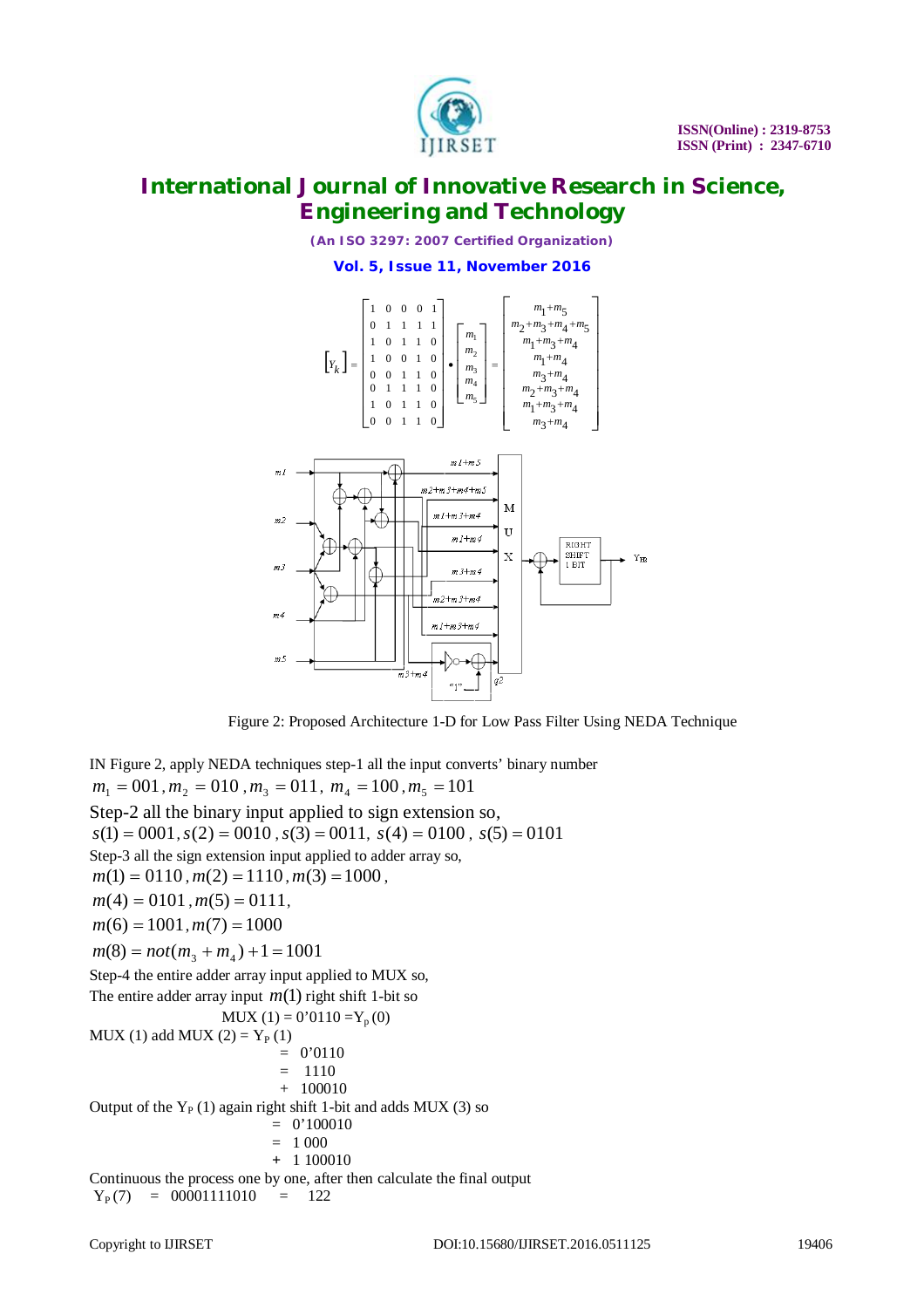$$
\begin{bmatrix} Y_k \end{bmatrix} = \begin{bmatrix} 1 & 0 & 0 & 0 & 1 \\ 0 & 1 & 1 & 1 & 1 \\ 1 & 0 & 1 & 1 & 0 \\ 1 & 0 & 0 & 1 & 0 \\ 0 & 0 & 1 & 1 & 0 \\ 0 & 1 & 1 & 1 & 0 \\ 1 & 0 & 1 & 1 & 0 \\ 0 & 0 & 1 & 1 & 0 \end{bmatrix} \bullet \begin{bmatrix} m_1 \\ m_2 \\ m_3 \\ m_4 \\ m_5 \end{bmatrix} = \begin{bmatrix} m_1+m_5 \\ m_2+m_3+m_4+m_5 \\ m_1+m_3+m_4 \\ m_1+m_4 \\ m_3+m_4 \\ m_2+m_3+m_4 \\ m_1+m_3+m_4 \\ m_3+m_4 \end{bmatrix}
$$

Figure 2: Proposed Architecture 1-D for Low Pass Filter Using NEDA Technique

IN Figure 2, apply NEDA techniques step-1 all the input converts' binary number

$m_1 = 001, m_2 = 010, m_3 = 011, \ m_4 = 100, m_5 = 101$

Step-2 all the binary input applied to sign extension so,

$s(1) = 0001, s(2) = 0010, s(3) = 0011, \ s(4) = 0100, \ s(5) = 0101$

Step-3 all the sign extension input applied to adder array so,

$m(1) = 0110, m(2) = 1110, m(3) = 1000,$

$m(4) = 0101, m(5) = 0111,$

$m(6) = 1001, m(7) = 1000$

$m(8) = not(m_3 + m_4) + 1 = 1001$

Step-4 the entire adder array input applied to MUX so,

The entire adder array input $m(1)$ right shift 1-bit so

MUX (1) = 0'0110 = $Y_p(0)$

MUX (1) add MUX (2) = $Y_P(1)$

= 0'0110

= 1110

\+ 100010

Output of the $Y_P(1)$ again right shift 1-bit and adds MUX (3) so

= 0'100010

= 1 000

\+ 1 100010

Continuous the process one by one, after then calculate the final output

$Y_P(7)$ = 00001111010 = 122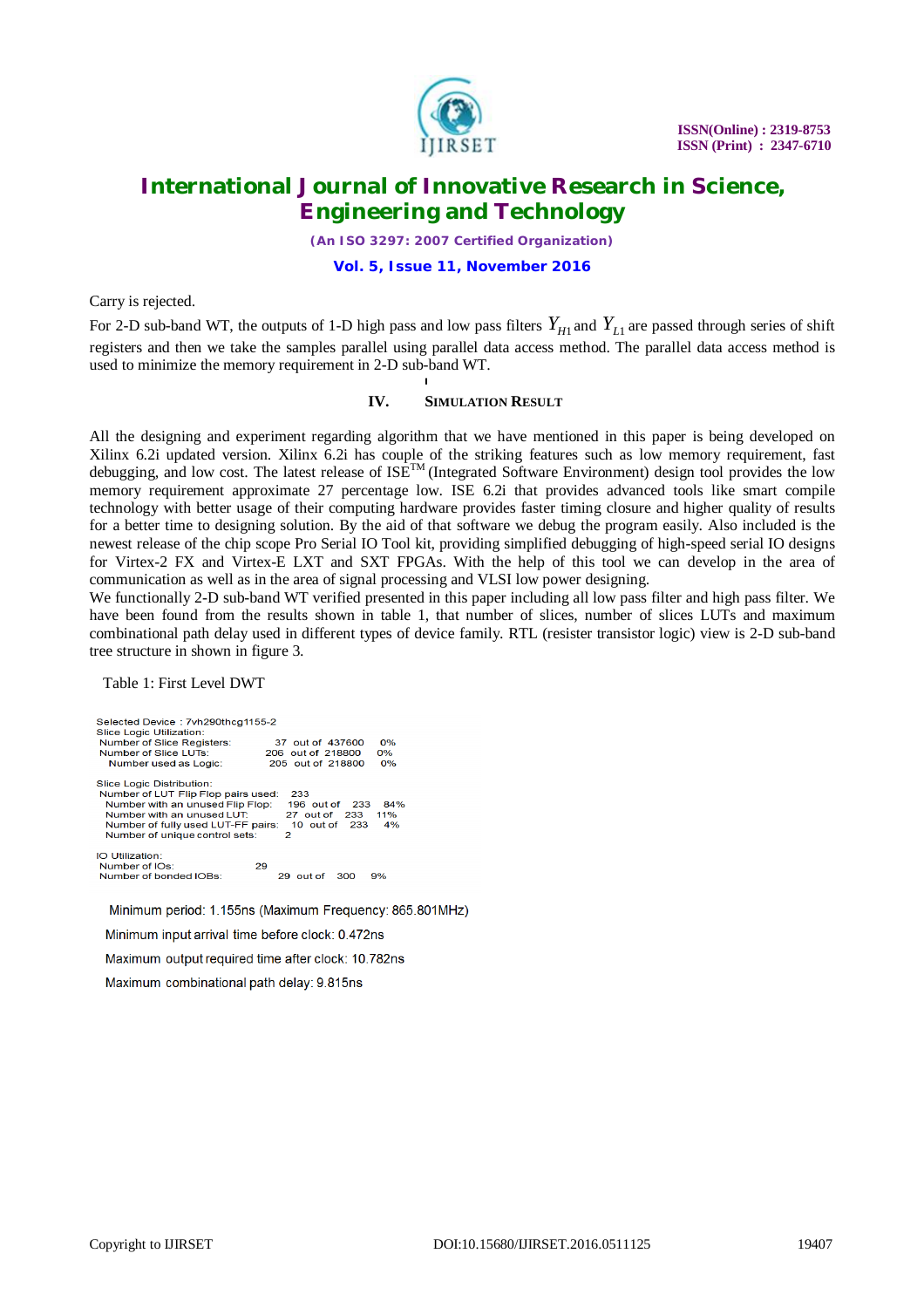Carry is rejected.

For 2-D sub-band WT, the outputs of 1-D high pass and low pass filters $Y_{H1}$ and $Y_{L1}$ are passed through series of shift registers and then we take the samples parallel using parallel data access method. The parallel data access method is used to minimize the memory requirement in 2-D sub-band WT.

## IV. SIMULATION RESULT

All the designing and experiment regarding algorithm that we have mentioned in this paper is being developed on Xilinx 6.2i updated version. Xilinx 6.2i has couple of the striking features such as low memory requirement, fast debugging, and low cost. The latest release of ISE$^{TM}$ (Integrated Software Environment) design tool provides the low memory requirement approximate 27 percentage low. ISE 6.2i that provides advanced tools like smart compile technology with better usage of their computing hardware provides faster timing closure and higher quality of results for a better time to designing solution. By the aid of that software we debug the program easily. Also included is the newest release of the chip scope Pro Serial IO Tool kit, providing simplified debugging of high-speed serial IO designs for Virtex-2 FX and Virtex-E LXT and SXT FPGAs. With the help of this tool we can develop in the area of communication as well as in the area of signal processing and VLSI low power designing.

We functionally 2-D sub-band WT verified presented in this paper including all low pass filter and high pass filter. We have been found from the results shown in table 1, that number of slices, number of slices LUTs and maximum combinational path delay used in different types of device family. RTL (resister transistor logic) view is 2-D sub-band tree structure in shown in figure 3.

Table 1: First Level DWT

```
Selected Device : 7vh290thcg1155-2
Slice Logic Utilization:
 Number of Slice Registers:              37  out of  437600     0%
 Number of Slice LUTs:                  206  out of  218800     0%
    Number used as Logic:               205  out of  218800     0%

Slice Logic Distribution:
 Number of LUT Flip Flop pairs used:    233
   Number with an unused Flip Flop:     196  out of    233    84%
   Number with an unused LUT:            27  out of    233    11%
   Number of fully used LUT-FF pairs:    10  out of    233     4%
   Number of unique control sets:         2

IO Utilization:
 Number of IOs:                          29
 Number of bonded IOBs:                  29  out of    300     9%
```

Minimum period: 1.155ns (Maximum Frequency: 865.801MHz)

Minimum input arrival time before clock: 0.472ns

Maximum output required time after clock: 10.782ns

Maximum combinational path delay: 9.815ns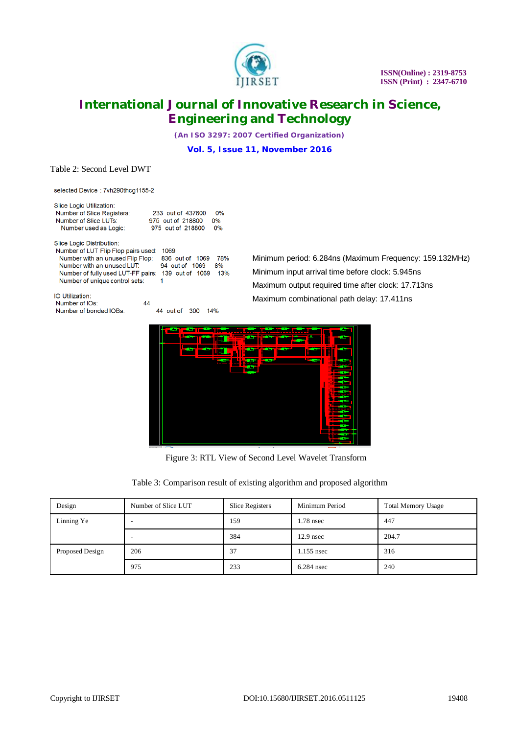Table 2: Second Level DWT

selected Device : 7vh290thcg1155-2

Slice Logic Utilization:
Number of Slice Registers: 233 out of 437600 0%
Number of Slice LUTs: 975 out of 218800 0%
Number used as Logic: 975 out of 218800 0%

Slice Logic Distribution:
Number of LUT Flip Flop pairs used: 1069
Number with an unused Flip Flop: 836 out of 1069 78%
Number with an unused LUT: 94 out of 1069 8%
Number of fully used LUT-FF pairs: 139 out of 1069 13%
Number of unique control sets: 1

IO Utilization:
Number of IOs: 44
Number of bonded IOBs: 44 out of 300 14%

Minimum period: 6.284ns (Maximum Frequency: 159.132MHz)
Minimum input arrival time before clock: 5.945ns
Maximum output required time after clock: 17.713ns
Maximum combinational path delay: 17.411ns

Figure 3: RTL View of Second Level Wavelet Transform

Table 3: Comparison result of existing algorithm and proposed algorithm

| Design | Number of Slice LUT | Slice Registers | Minimum Period | Total Memory Usage |
|---|---|---|---|---|
| Linning Ye | - | 159 | 1.78 nsec | 447 |
| | - | 384 | 12.9 nsec | 204.7 |
| Proposed Design | 206 | 37 | 1.155 nsec | 316 |
| | 975 | 233 | 6.284 nsec | 240 |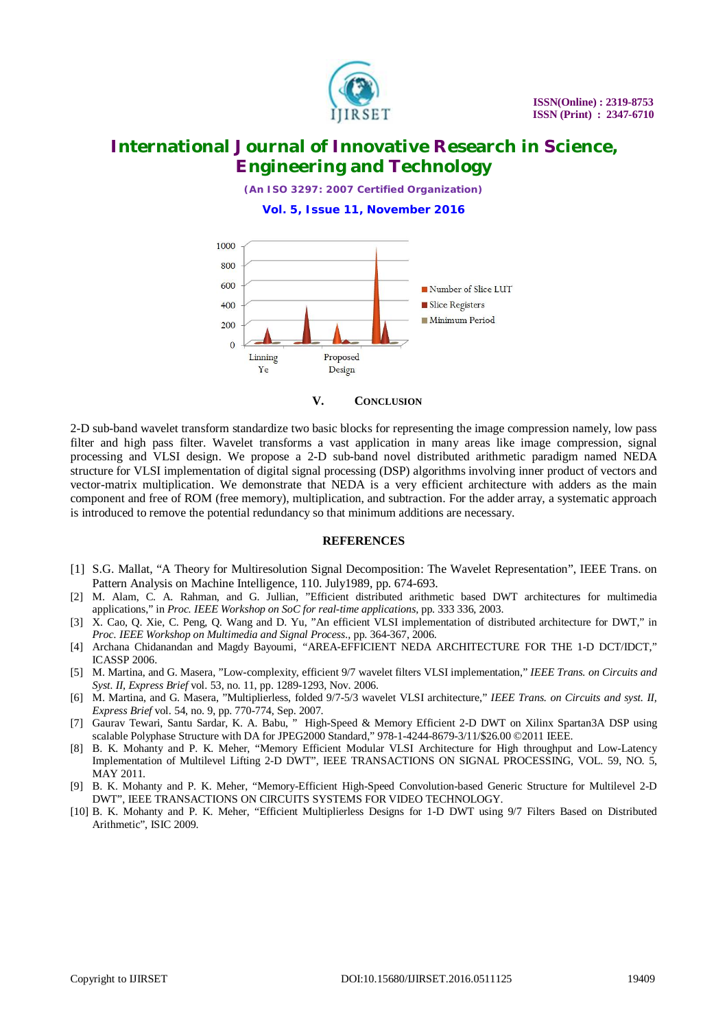1000
800
600
400
200
0

Linning Ye

Proposed Design

Number of Slice LUT
Slice Registers
Minimum Period

## V. CONCLUSION

2-D sub-band wavelet transform standardize two basic blocks for representing the image compression namely, low pass filter and high pass filter. Wavelet transforms a vast application in many areas like image compression, signal processing and VLSI design. We propose a 2-D sub-band novel distributed arithmetic paradigm named NEDA structure for VLSI implementation of digital signal processing (DSP) algorithms involving inner product of vectors and vector-matrix multiplication. We demonstrate that NEDA is a very efficient architecture with adders as the main component and free of ROM (free memory), multiplication, and subtraction. For the adder array, a systematic approach is introduced to remove the potential redundancy so that minimum additions are necessary.

## REFERENCES

[1] S.G. Mallat, "A Theory for Multiresolution Signal Decomposition: The Wavelet Representation", IEEE Trans. on Pattern Analysis on Machine Intelligence, 110. July1989, pp. 674-693.
[2] M. Alam, C. A. Rahman, and G. Jullian, "Efficient distributed arithmetic based DWT architectures for multimedia applications," in *Proc. IEEE Workshop on SoC for real-time applications*, pp. 333 336, 2003.
[3] X. Cao, Q. Xie, C. Peng, Q. Wang and D. Yu, "An efficient VLSI implementation of distributed architecture for DWT," in *Proc. IEEE Workshop on Multimedia and Signal Process*., pp. 364-367, 2006.
[4] Archana Chidanandan and Magdy Bayoumi, "AREA-EFFICIENT NEDA ARCHITECTURE FOR THE 1-D DCT/IDCT," ICASSP 2006.
[5] M. Martina, and G. Masera, "Low-complexity, efficient 9/7 wavelet filters VLSI implementation," *IEEE Trans. on Circuits and Syst. II, Express Brief* vol. 53, no. 11, pp. 1289-1293, Nov. 2006.
[6] M. Martina, and G. Masera, "Multiplierless, folded 9/7-5/3 wavelet VLSI architecture," *IEEE Trans. on Circuits and syst. II, Express Brief* vol. 54, no. 9, pp. 770-774, Sep. 2007.
[7] Gaurav Tewari, Santu Sardar, K. A. Babu, " High-Speed & Memory Efficient 2-D DWT on Xilinx Spartan3A DSP using scalable Polyphase Structure with DA for JPEG2000 Standard," 978-1-4244-8679-3/11/$26.00 ©2011 IEEE.
[8] B. K. Mohanty and P. K. Meher, "Memory Efficient Modular VLSI Architecture for High throughput and Low-Latency Implementation of Multilevel Lifting 2-D DWT", IEEE TRANSACTIONS ON SIGNAL PROCESSING, VOL. 59, NO. 5, MAY 2011.
[9] B. K. Mohanty and P. K. Meher, "Memory-Efficient High-Speed Convolution-based Generic Structure for Multilevel 2-D DWT", IEEE TRANSACTIONS ON CIRCUITS SYSTEMS FOR VIDEO TECHNOLOGY.
[10] B. K. Mohanty and P. K. Meher, "Efficient Multiplierless Designs for 1-D DWT using 9/7 Filters Based on Distributed Arithmetic", ISIC 2009.